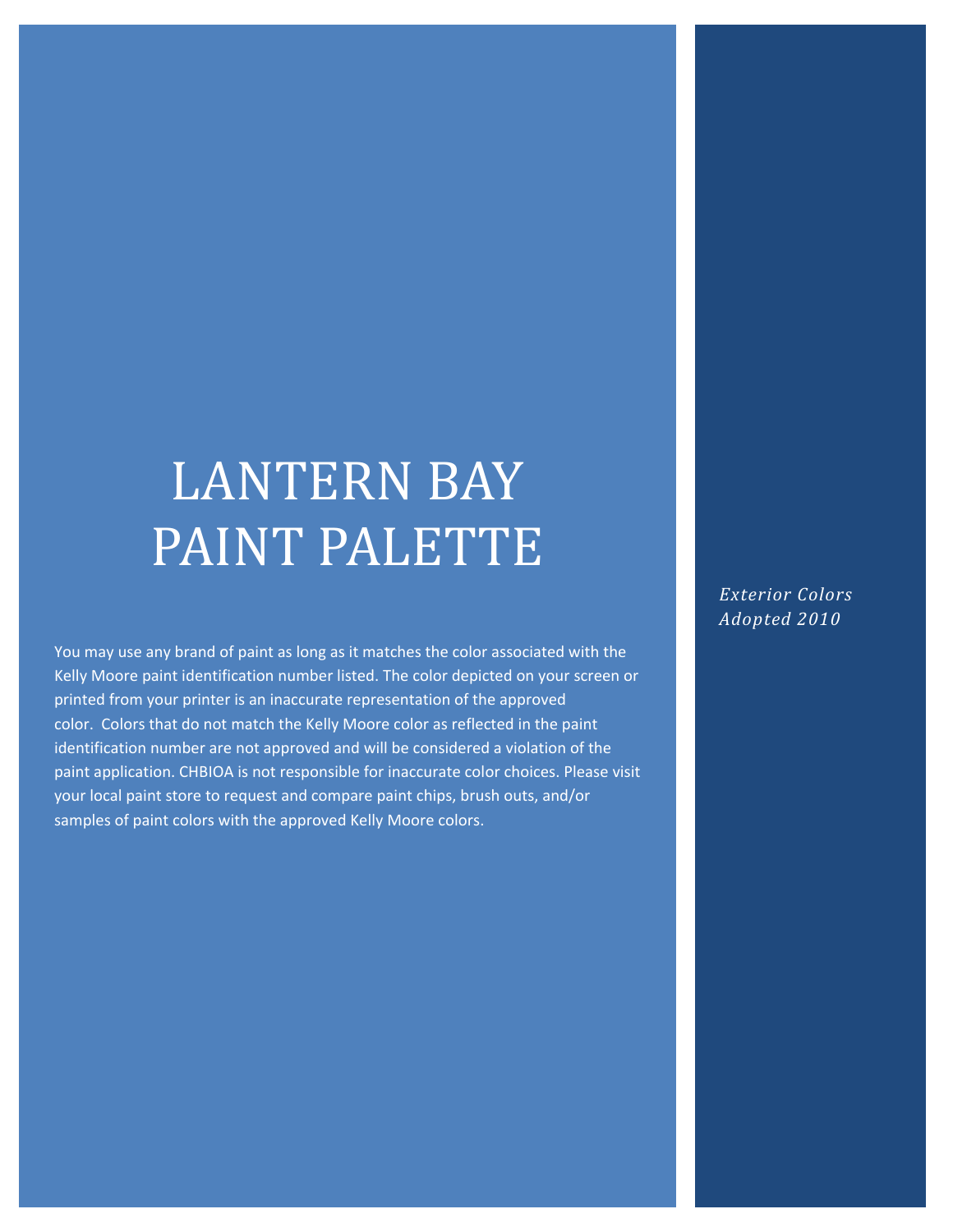# LANTERN BAY PAINT PALETTE

*Exterior Colors Adopted 2010*

You may use any brand of paint as long as it matches the color associated with the Kelly Moore paint identification number listed. The color depicted on your screen or printed from your printer is an inaccurate representation of the approved color. Colors that do not match the Kelly Moore color as reflected in the paint identification number are not approved and will be considered a violation of the paint application. CHBIOA is not responsible for inaccurate color choices. Please visit your local paint store to request and compare paint chips, brush outs, and/or samples of paint colors with the approved Kelly Moore colors.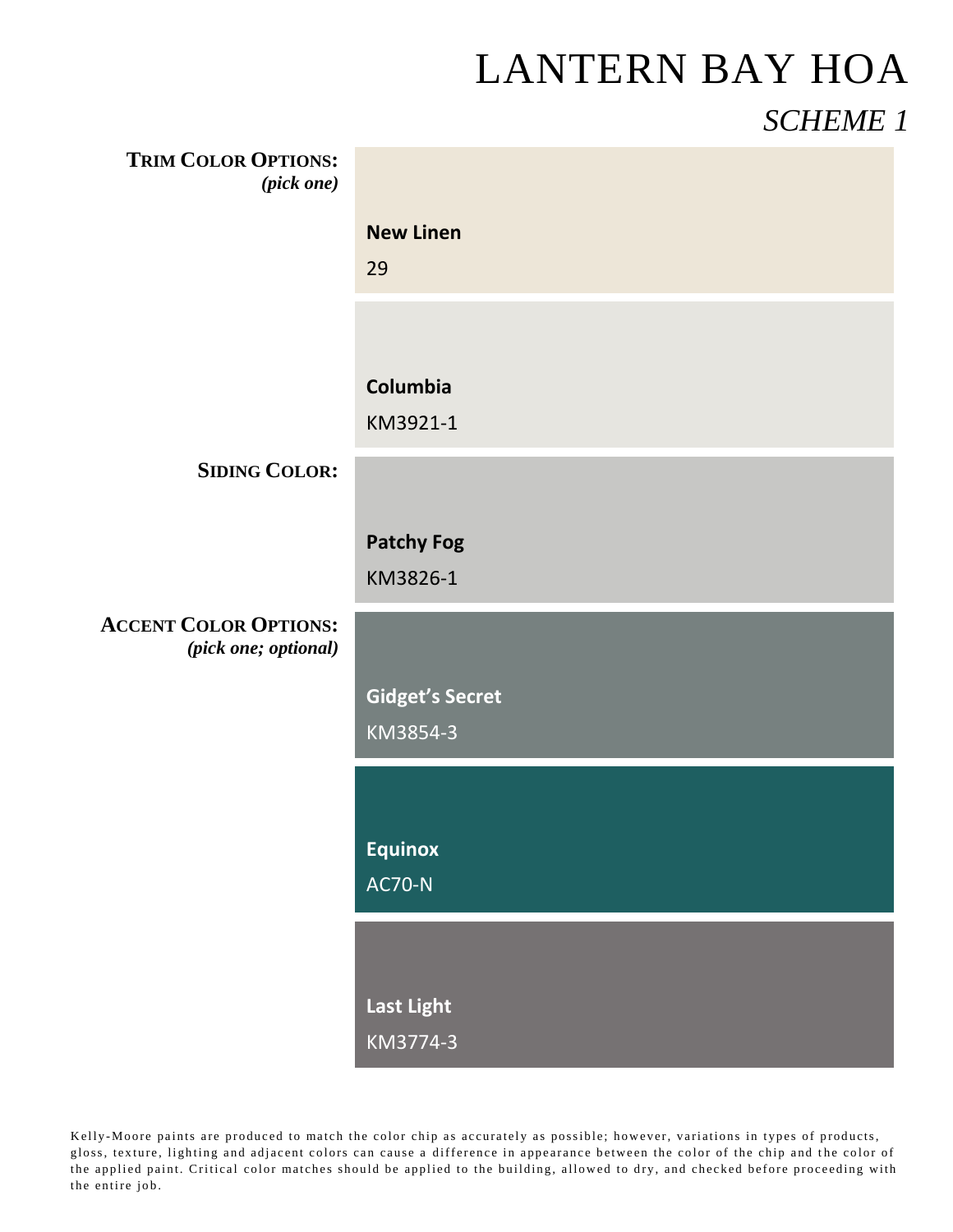# LANTERN BAY HOA

## *SCHEME 1*

**TRIM COLOR OPTIONS:**
*(pick one)*

**New Linen**
29

**Columbia**
KM3921-1

**SIDING COLOR:**

**Patchy Fog**
KM3826-1

**ACCENT COLOR OPTIONS:**
*(pick one; optional)*

**Gidget's Secret**
KM3854-3

**Equinox**
AC70-N

**Last Light**
KM3774-3

Kelly-Moore paints are produced to match the color chip as accurately as possible; however, variations in types of products, gloss, texture, lighting and adjacent colors can cause a difference in appearance between the color of the chip and the color of the applied paint. Critical color matches should be applied to the building, allowed to dry, and checked before proceeding with the entire job.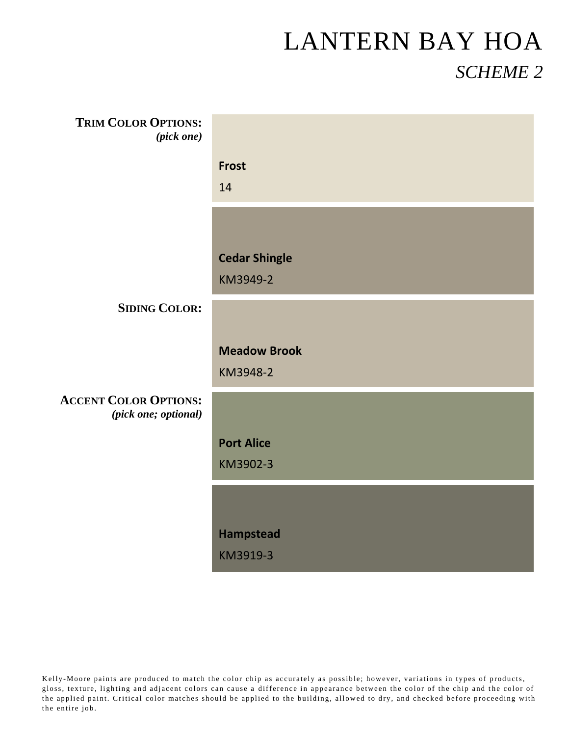# LANTERN BAY HOA

## *SCHEME 2*

**TRIM COLOR OPTIONS:**
***(pick one)***

**Frost**
14

**Cedar Shingle**
KM3949-2

**SIDING COLOR:**

**Meadow Brook**
KM3948-2

**ACCENT COLOR OPTIONS:**
***(pick one; optional)***

**Port Alice**
KM3902-3

**Hampstead**
KM3919-3

Kelly-Moore paints are produced to match the color chip as accurately as possible; however, variations in types of products, gloss, texture, lighting and adjacent colors can cause a difference in appearance between the color of the chip and the color of the applied paint. Critical color matches should be applied to the building, allowed to dry, and checked before proceeding with the entire job.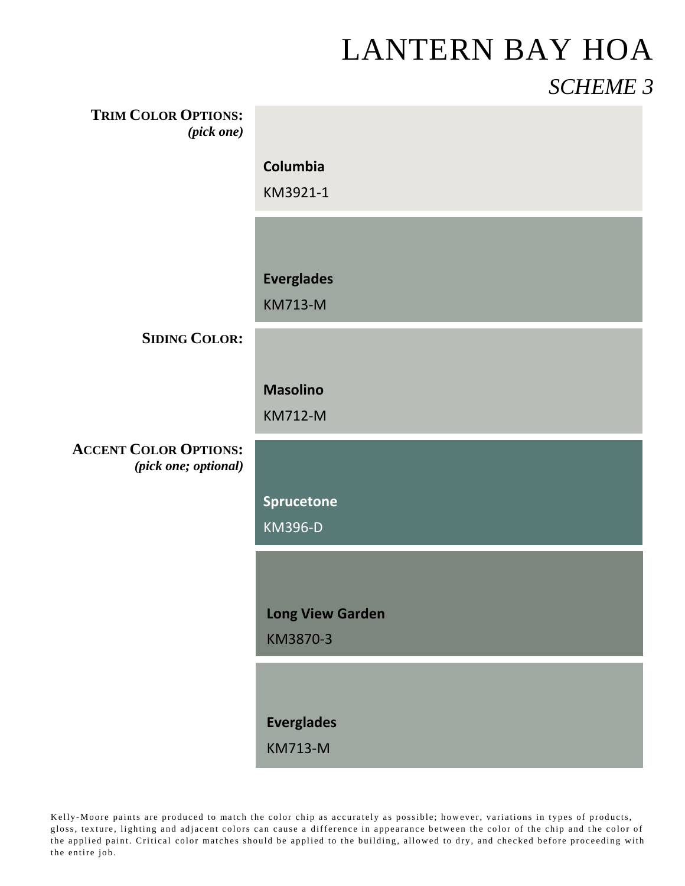# LANTERN BAY HOA

## *SCHEME 3*

**TRIM COLOR OPTIONS:**
***(pick one)***

**Columbia**
KM3921-1

**Everglades**
KM713-M

**SIDING COLOR:**

**Masolino**
KM712-M

**ACCENT COLOR OPTIONS:**
***(pick one; optional)***

**Sprucetone**
KM396-D

**Long View Garden**
KM3870-3

**Everglades**
KM713-M

Kelly-Moore paints are produced to match the color chip as accurately as possible; however, variations in types of products, gloss, texture, lighting and adjacent colors can cause a difference in appearance between the color of the chip and the color of the applied paint. Critical color matches should be applied to the building, allowed to dry, and checked before proceeding with the entire job.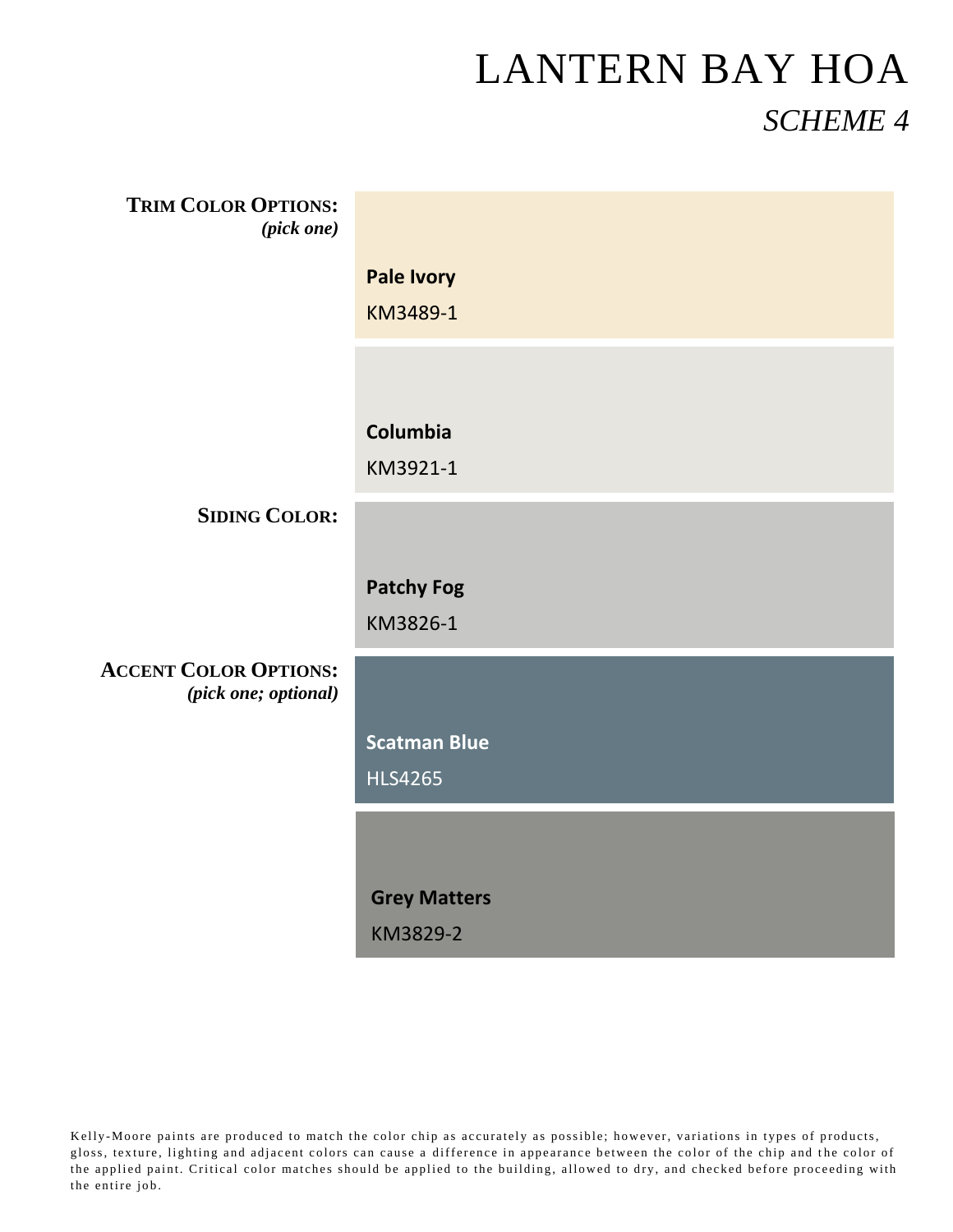# LANTERN BAY HOA

## *SCHEME 4*

**TRIM COLOR OPTIONS:**
***(pick one)***

**Pale Ivory**
KM3489-1

**Columbia**
KM3921-1

**SIDING COLOR:**

**Patchy Fog**
KM3826-1

**ACCENT COLOR OPTIONS:**
***(pick one; optional)***

**Scatman Blue**
HLS4265

**Grey Matters**
KM3829-2

Kelly-Moore paints are produced to match the color chip as accurately as possible; however, variations in types of products, gloss, texture, lighting and adjacent colors can cause a difference in appearance between the color of the chip and the color of the applied paint. Critical color matches should be applied to the building, allowed to dry, and checked before proceeding with the entire job.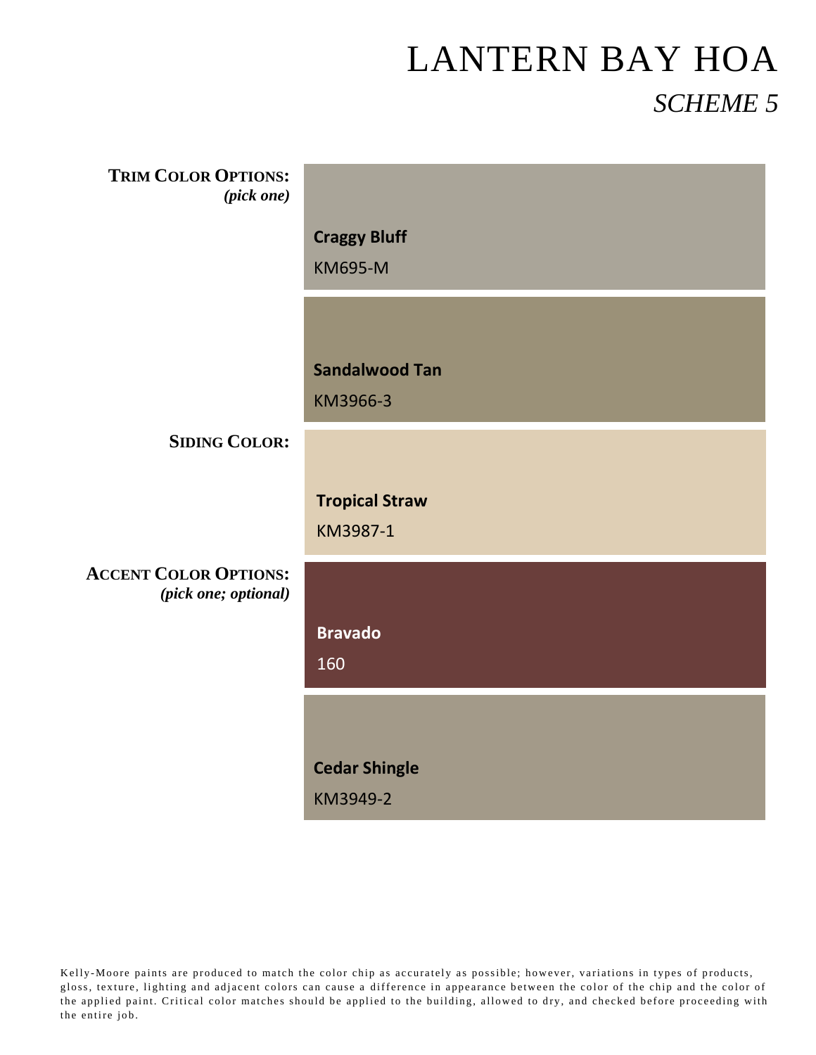# LANTERN BAY HOA

## *SCHEME 5*

**TRIM COLOR OPTIONS:**
***(pick one)***

**Craggy Bluff**
KM695-M

**Sandalwood Tan**
KM3966-3

**SIDING COLOR:**

**Tropical Straw**
KM3987-1

**ACCENT COLOR OPTIONS:**
***(pick one; optional)***

**Bravado**
160

**Cedar Shingle**
KM3949-2

Kelly-Moore paints are produced to match the color chip as accurately as possible; however, variations in types of products, gloss, texture, lighting and adjacent colors can cause a difference in appearance between the color of the chip and the color of the applied paint. Critical color matches should be applied to the building, allowed to dry, and checked before proceeding with the entire job.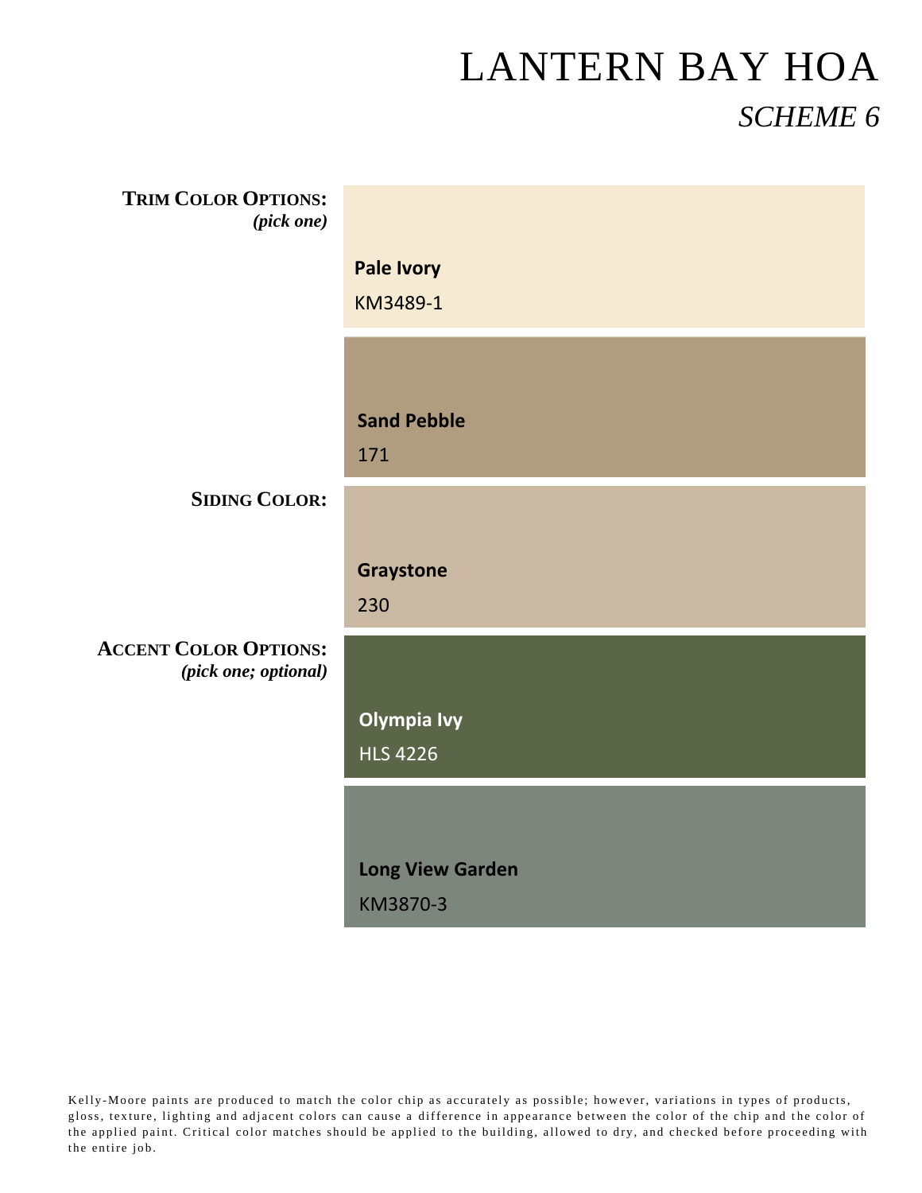# LANTERN BAY HOA

## *SCHEME 6*

**TRIM COLOR OPTIONS:**
***(pick one)***

**Pale Ivory**
KM3489-1

**Sand Pebble**
171

**SIDING COLOR:**

**Graystone**
230

**ACCENT COLOR OPTIONS:**
***(pick one; optional)***

**Olympia Ivy**
HLS 4226

**Long View Garden**
KM3870-3

Kelly-Moore paints are produced to match the color chip as accurately as possible; however, variations in types of products, gloss, texture, lighting and adjacent colors can cause a difference in appearance between the color of the chip and the color of the applied paint. Critical color matches should be applied to the building, allowed to dry, and checked before proceeding with the entire job.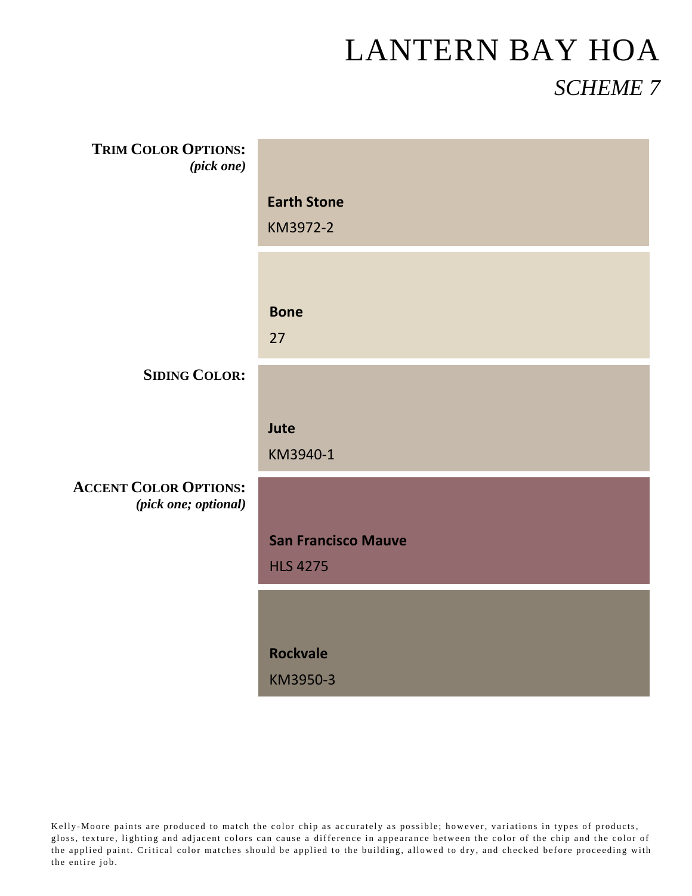# LANTERN BAY HOA

## *SCHEME 7*

**TRIM COLOR OPTIONS:**
***(pick one)***

**Earth Stone**
KM3972-2

**Bone**
27

**SIDING COLOR:**

**Jute**
KM3940-1

**ACCENT COLOR OPTIONS:**
***(pick one; optional)***

**San Francisco Mauve**
HLS 4275

**Rockvale**
KM3950-3

Kelly-Moore paints are produced to match the color chip as accurately as possible; however, variations in types of products, gloss, texture, lighting and adjacent colors can cause a difference in appearance between the color of the chip and the color of the applied paint. Critical color matches should be applied to the building, allowed to dry, and checked before proceeding with the entire job.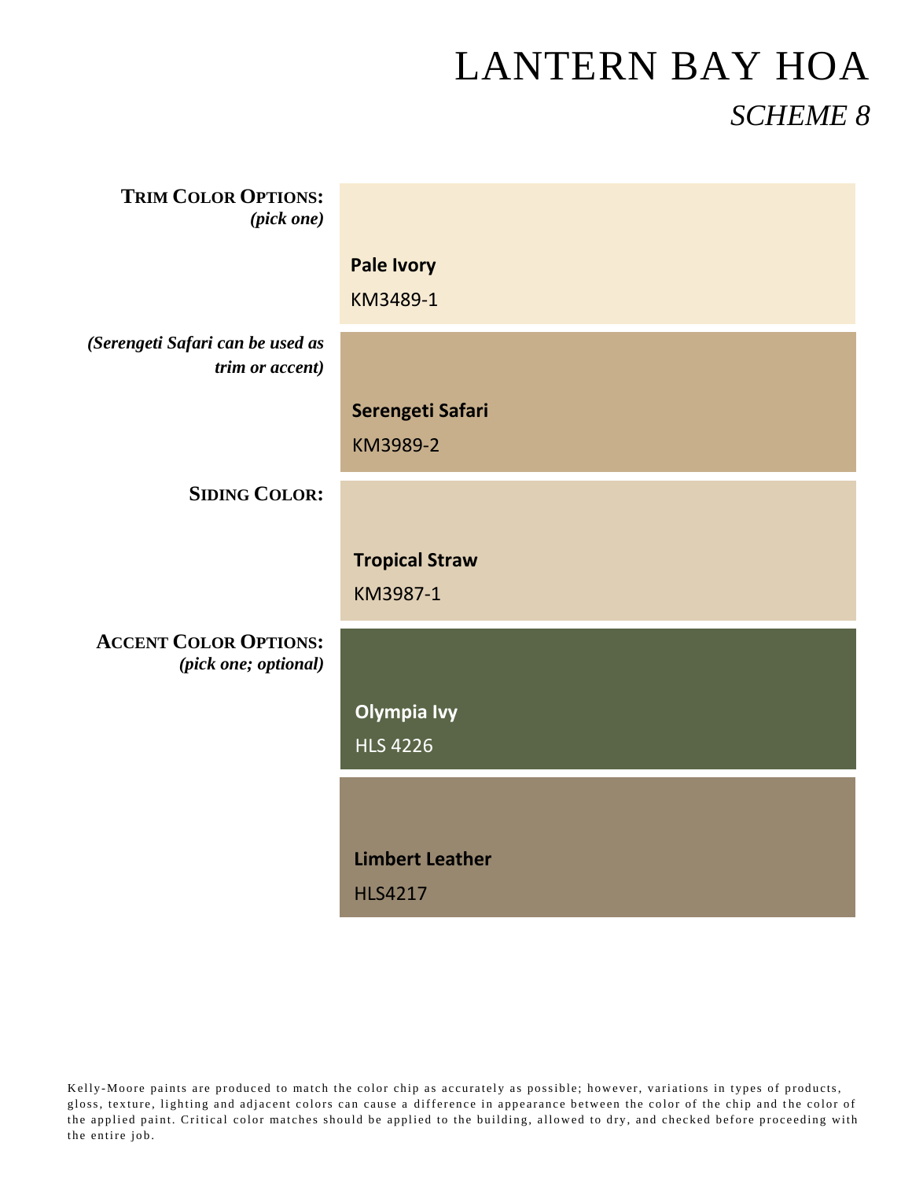# LANTERN BAY HOA

## *SCHEME 8*

**TRIM COLOR OPTIONS:**
*(pick one)*

**Pale Ivory**
KM3489-1

*(Serengeti Safari can be used as trim or accent)*

**Serengeti Safari**
KM3989-2

**SIDING COLOR:**

**Tropical Straw**
KM3987-1

**ACCENT COLOR OPTIONS:**
*(pick one; optional)*

**Olympia Ivy**
HLS 4226

**Limbert Leather**
HLS4217

Kelly-Moore paints are produced to match the color chip as accurately as possible; however, variations in types of products, gloss, texture, lighting and adjacent colors can cause a difference in appearance between the color of the chip and the color of the applied paint. Critical color matches should be applied to the building, allowed to dry, and checked before proceeding with the entire job.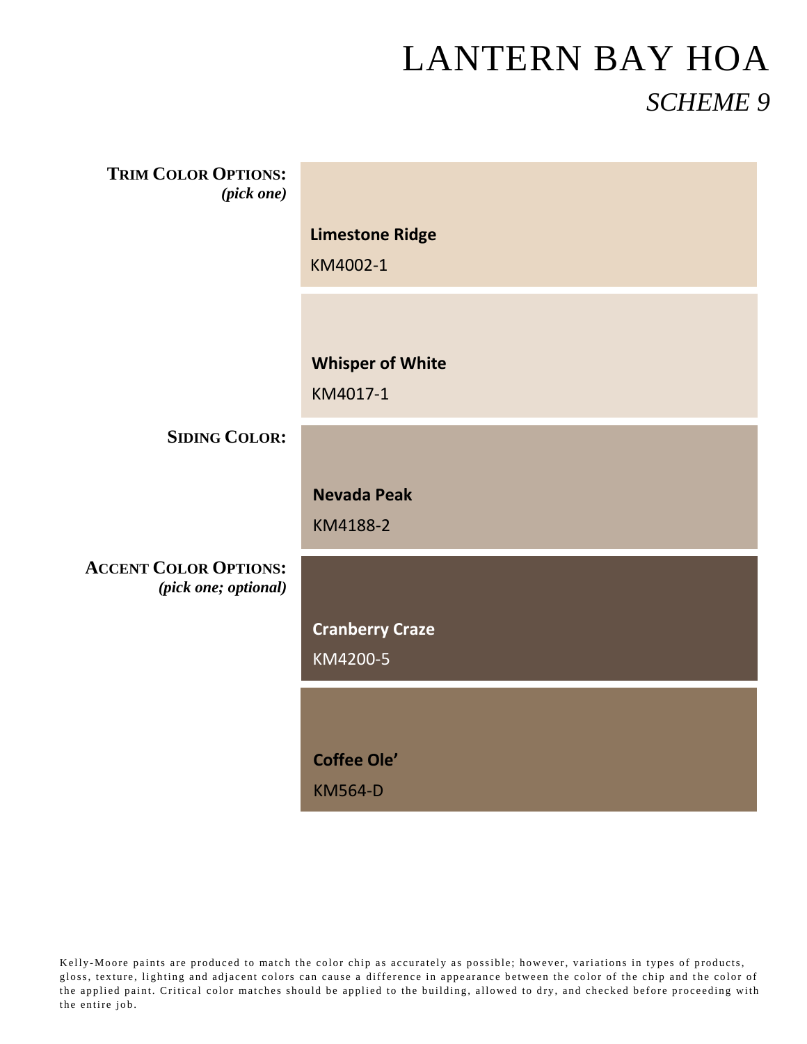# LANTERN BAY HOA

## *SCHEME 9*

**TRIM COLOR OPTIONS:**
***(pick one)***

**Limestone Ridge**
KM4002-1

**Whisper of White**
KM4017-1

**SIDING COLOR:**

**Nevada Peak**
KM4188-2

**ACCENT COLOR OPTIONS:**
***(pick one; optional)***

**Cranberry Craze**
KM4200-5

**Coffee Ole'**
KM564-D

Kelly-Moore paints are produced to match the color chip as accurately as possible; however, variations in types of products, gloss, texture, lighting and adjacent colors can cause a difference in appearance between the color of the chip and the color of the applied paint. Critical color matches should be applied to the building, allowed to dry, and checked before proceeding with the entire job.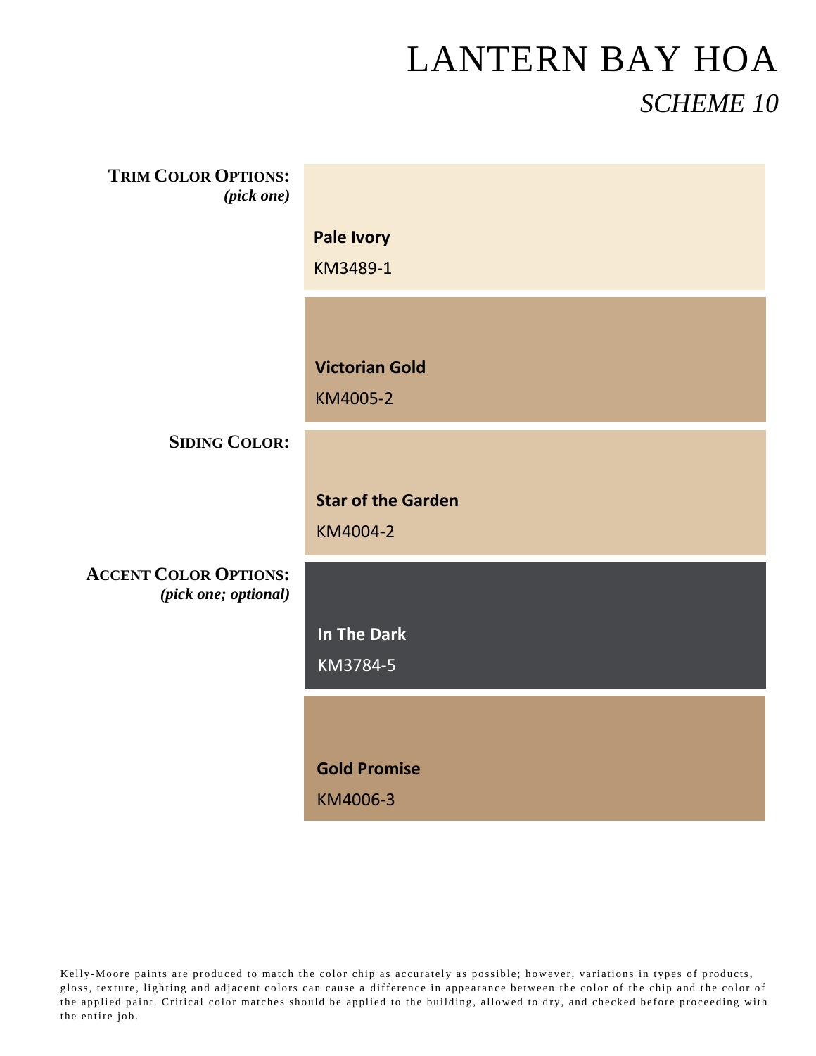# LANTERN BAY HOA

## *SCHEME 10*

**TRIM COLOR OPTIONS:**
*(pick one)*

**Pale Ivory**
KM3489-1

**Victorian Gold**
KM4005-2

**SIDING COLOR:**

**Star of the Garden**
KM4004-2

**ACCENT COLOR OPTIONS:**
*(pick one; optional)*

**In The Dark**
KM3784-5

**Gold Promise**
KM4006-3

Kelly-Moore paints are produced to match the color chip as accurately as possible; however, variations in types of products, gloss, texture, lighting and adjacent colors can cause a difference in appearance between the color of the chip and the color of the applied paint. Critical color matches should be applied to the building, allowed to dry, and checked before proceeding with the entire job.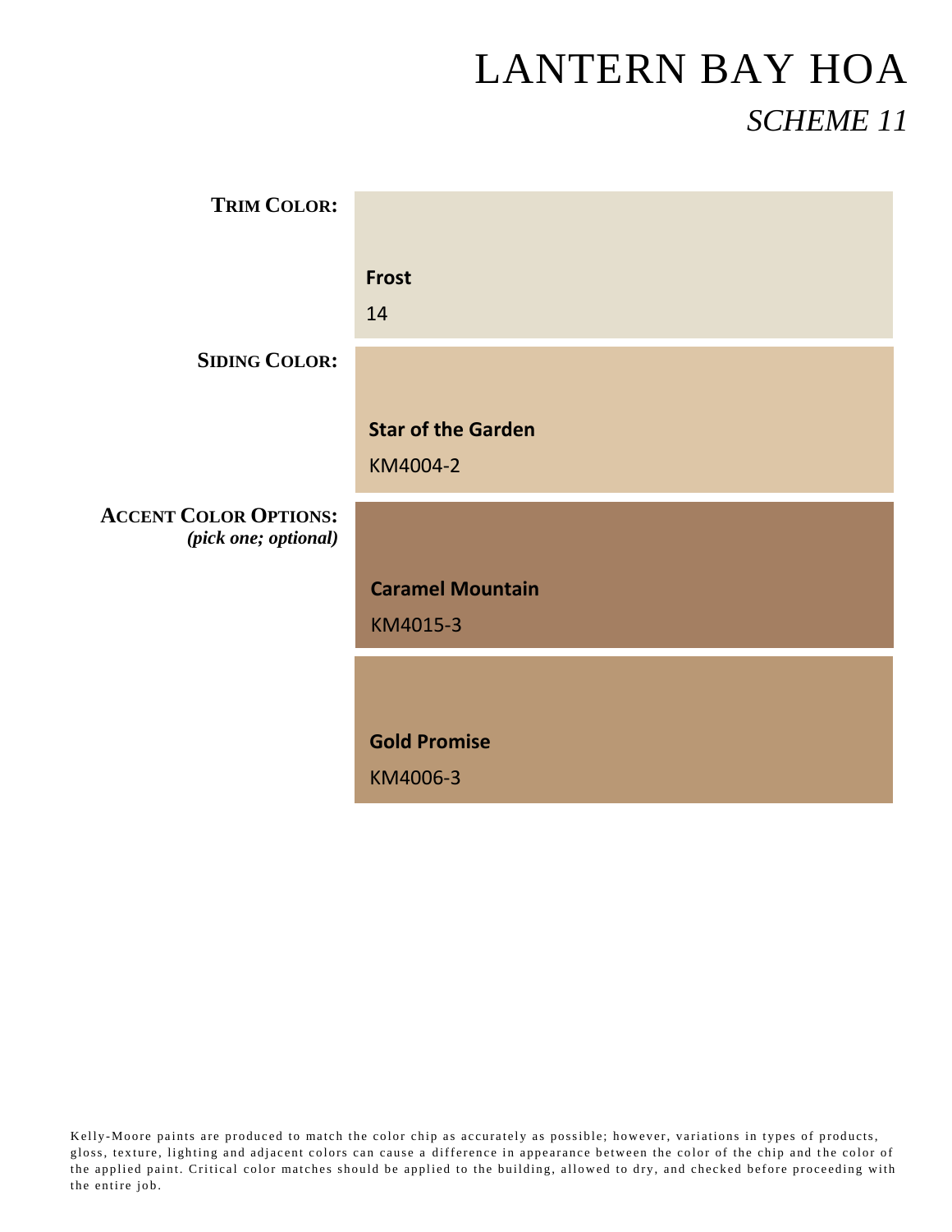# LANTERN BAY HOA

## *SCHEME 11*

**TRIM COLOR:**

**Frost**
14

**SIDING COLOR:**

**Star of the Garden**
KM4004-2

**ACCENT COLOR OPTIONS:**
***(pick one; optional)***

**Caramel Mountain**
KM4015-3

**Gold Promise**
KM4006-3

Kelly-Moore paints are produced to match the color chip as accurately as possible; however, variations in types of products, gloss, texture, lighting and adjacent colors can cause a difference in appearance between the color of the chip and the color of the applied paint. Critical color matches should be applied to the building, allowed to dry, and checked before proceeding with the entire job.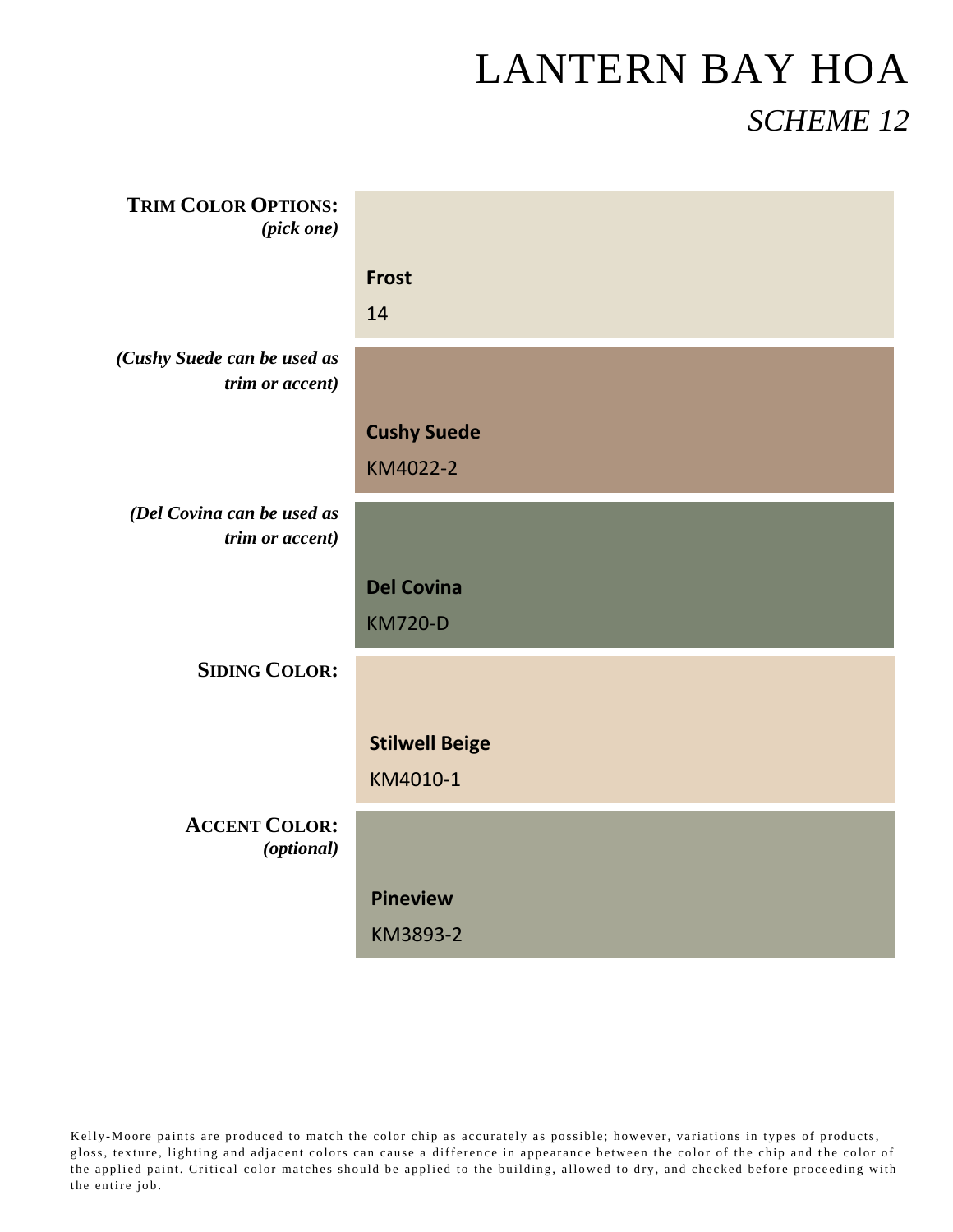# LANTERN BAY HOA

## *SCHEME 12*

**TRIM COLOR OPTIONS:**
*(pick one)*

**Frost**
14

*(Cushy Suede can be used as trim or accent)*

**Cushy Suede**
KM4022-2

*(Del Covina can be used as trim or accent)*

**Del Covina**
KM720-D

**SIDING COLOR:**

**Stilwell Beige**
KM4010-1

**ACCENT COLOR:**
*(optional)*

**Pineview**
KM3893-2

Kelly-Moore paints are produced to match the color chip as accurately as possible; however, variations in types of products, gloss, texture, lighting and adjacent colors can cause a difference in appearance between the color of the chip and the color of the applied paint. Critical color matches should be applied to the building, allowed to dry, and checked before proceeding with the entire job.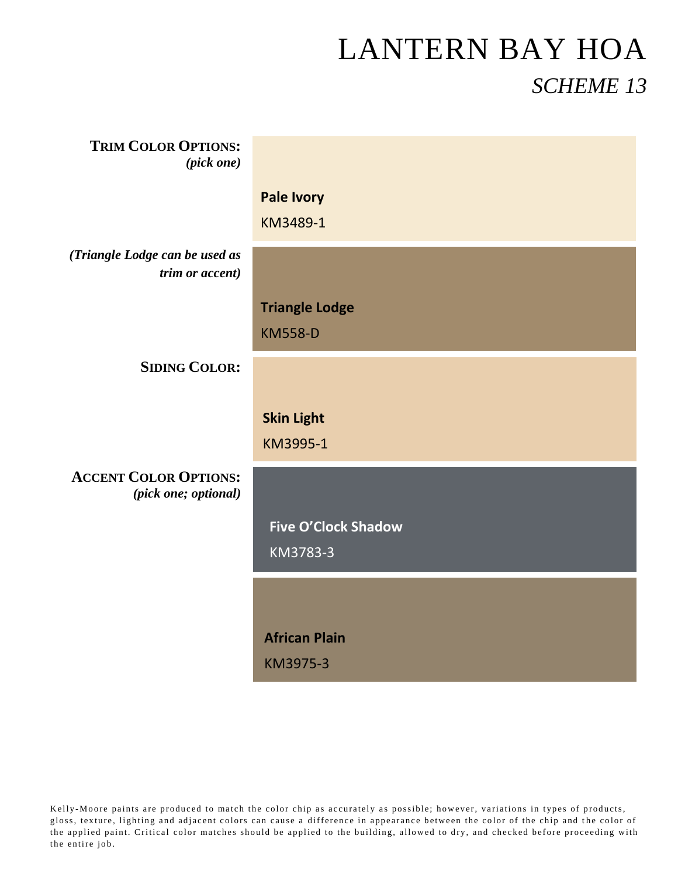# LANTERN BAY HOA

## *SCHEME 13*

**TRIM COLOR OPTIONS:**
*(pick one)*

**Pale Ivory**
KM3489-1

***(Triangle Lodge can be used as trim or accent)***

**Triangle Lodge**
KM558-D

**SIDING COLOR:**

**Skin Light**
KM3995-1

**ACCENT COLOR OPTIONS:**
***(pick one; optional)***

**Five O'Clock Shadow**
KM3783-3

**African Plain**
KM3975-3

Kelly-Moore paints are produced to match the color chip as accurately as possible; however, variations in types of products, gloss, texture, lighting and adjacent colors can cause a difference in appearance between the color of the chip and the color of the applied paint. Critical color matches should be applied to the building, allowed to dry, and checked before proceeding with the entire job.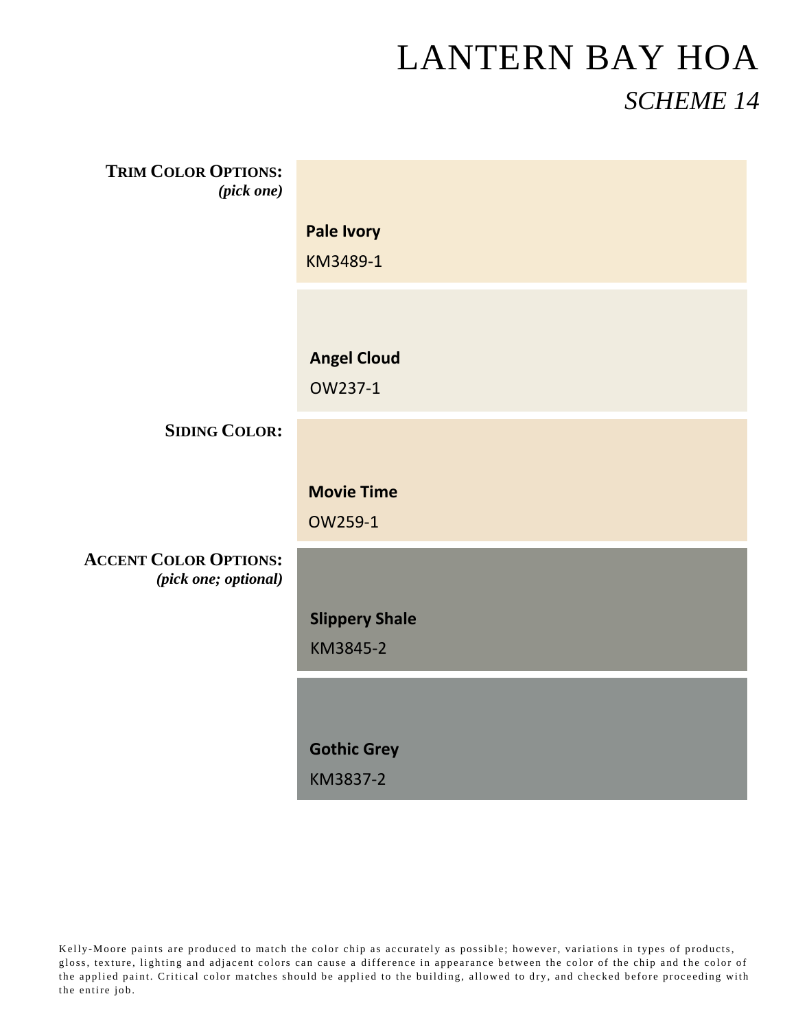# LANTERN BAY HOA

## *SCHEME 14*

**TRIM COLOR OPTIONS:**
*(pick one)*

**Pale Ivory**
KM3489-1

**Angel Cloud**
OW237-1

**SIDING COLOR:**

**Movie Time**
OW259-1

**ACCENT COLOR OPTIONS:**
*(pick one; optional)*

**Slippery Shale**
KM3845-2

**Gothic Grey**
KM3837-2

Kelly-Moore paints are produced to match the color chip as accurately as possible; however, variations in types of products, gloss, texture, lighting and adjacent colors can cause a difference in appearance between the color of the chip and the color of the applied paint. Critical color matches should be applied to the building, allowed to dry, and checked before proceeding with the entire job.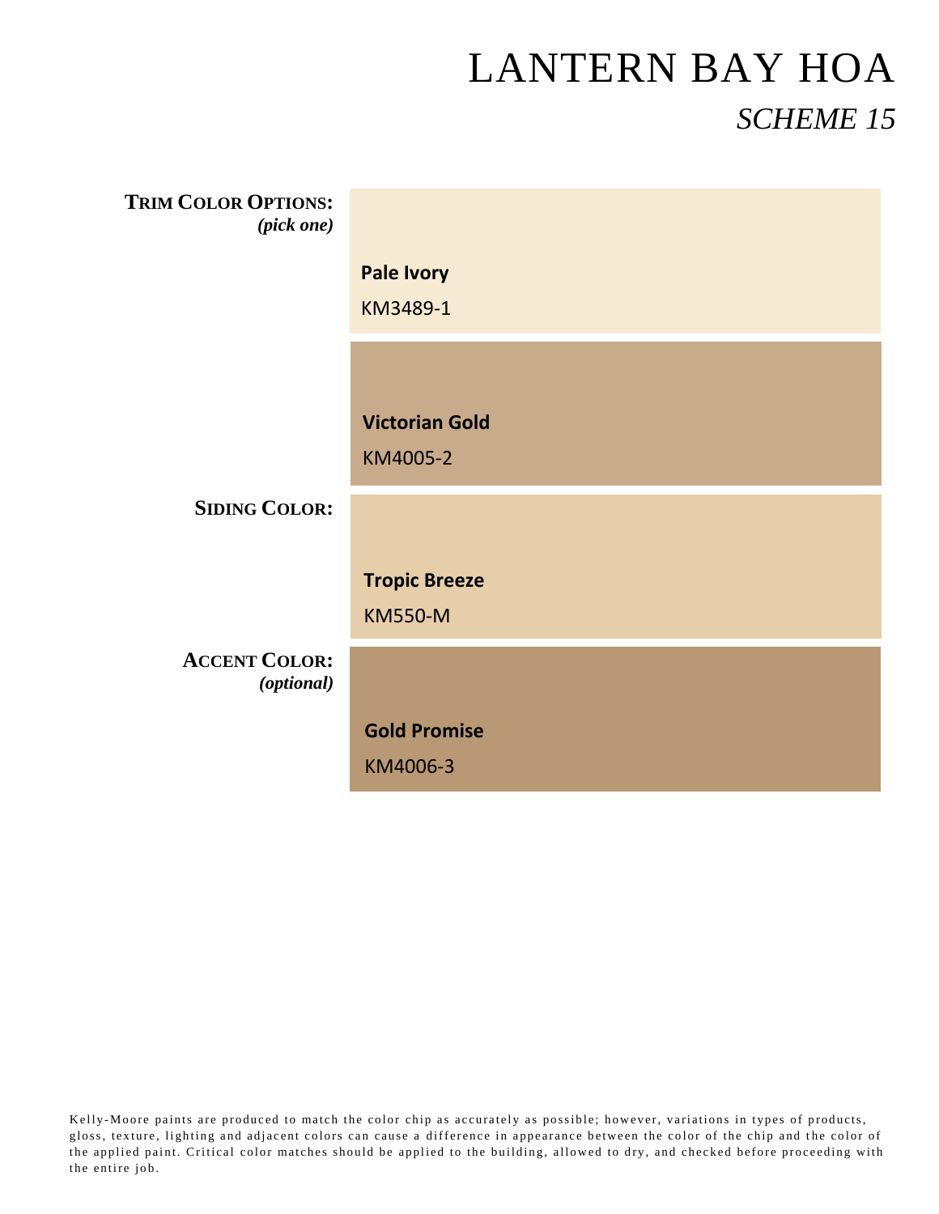# LANTERN BAY HOA

## *SCHEME 15*

**TRIM COLOR OPTIONS:**
***(pick one)***

**Pale Ivory**
KM3489-1

**Victorian Gold**
KM4005-2

**SIDING COLOR:**

**Tropic Breeze**
KM550-M

**ACCENT COLOR:**
***(optional)***

**Gold Promise**
KM4006-3

Kelly-Moore paints are produced to match the color chip as accurately as possible; however, variations in types of products, gloss, texture, lighting and adjacent colors can cause a difference in appearance between the color of the chip and the color of the applied paint. Critical color matches should be applied to the building, allowed to dry, and checked before proceeding with the entire job.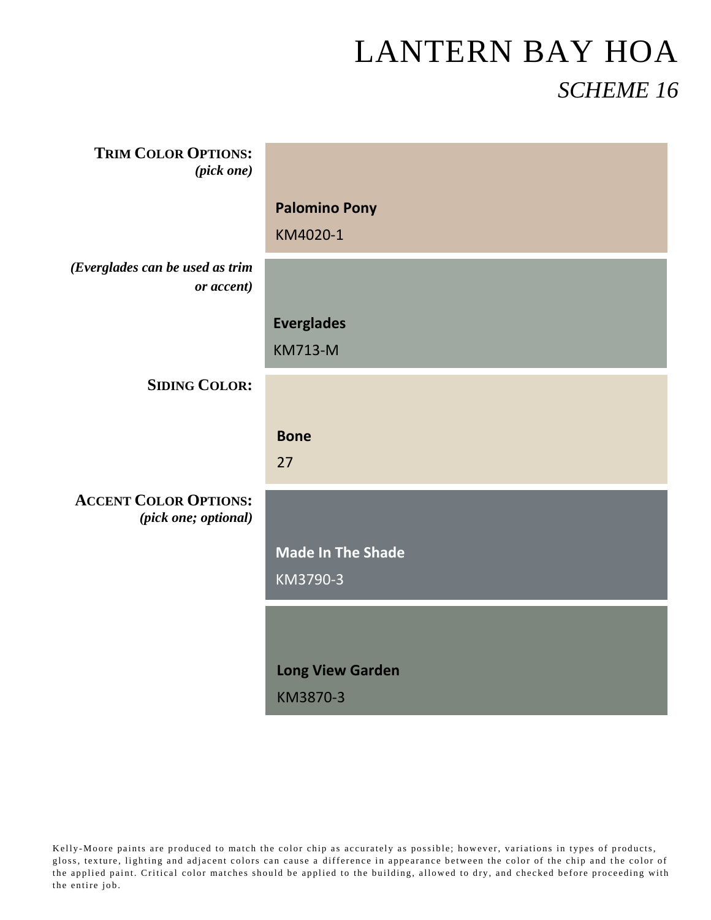# LANTERN BAY HOA

## *SCHEME 16*

**TRIM COLOR OPTIONS:**
***(pick one)***

**Palomino Pony**
KM4020-1

***(Everglades can be used as trim or accent)***

**Everglades**
KM713-M

**SIDING COLOR:**

**Bone**
27

**ACCENT COLOR OPTIONS:**
***(pick one; optional)***

**Made In The Shade**
KM3790-3

**Long View Garden**
KM3870-3

Kelly-Moore paints are produced to match the color chip as accurately as possible; however, variations in types of products, gloss, texture, lighting and adjacent colors can cause a difference in appearance between the color of the chip and the color of the applied paint. Critical color matches should be applied to the building, allowed to dry, and checked before proceeding with the entire job.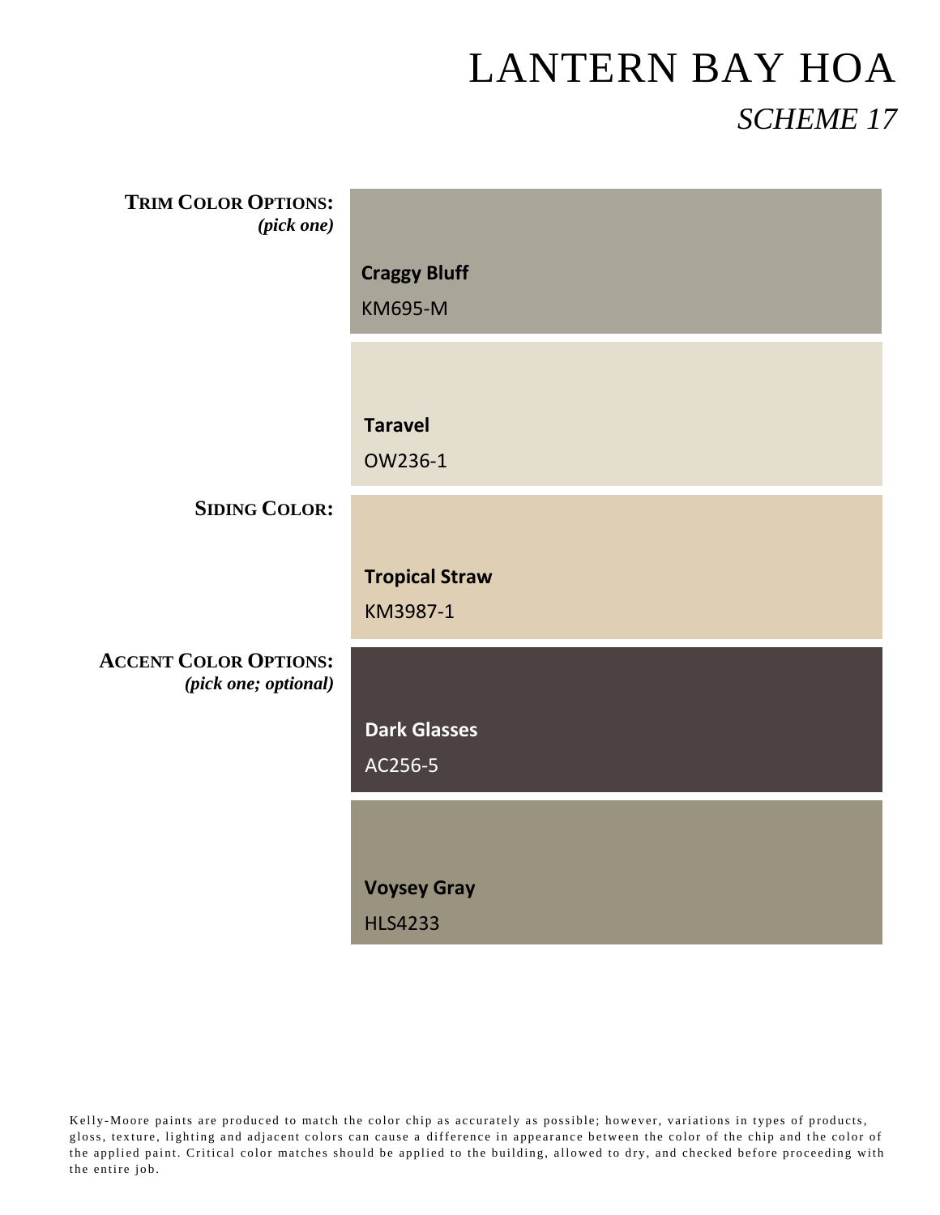# LANTERN BAY HOA

## *SCHEME 17*

**TRIM COLOR OPTIONS:**
***(pick one)***

**Craggy Bluff**
KM695-M

**Taravel**
OW236-1

**SIDING COLOR:**

**Tropical Straw**
KM3987-1

**ACCENT COLOR OPTIONS:**
***(pick one; optional)***

**Dark Glasses**
AC256-5

**Voysey Gray**
HLS4233

Kelly-Moore paints are produced to match the color chip as accurately as possible; however, variations in types of products, gloss, texture, lighting and adjacent colors can cause a difference in appearance between the color of the chip and the color of the applied paint. Critical color matches should be applied to the building, allowed to dry, and checked before proceeding with the entire job.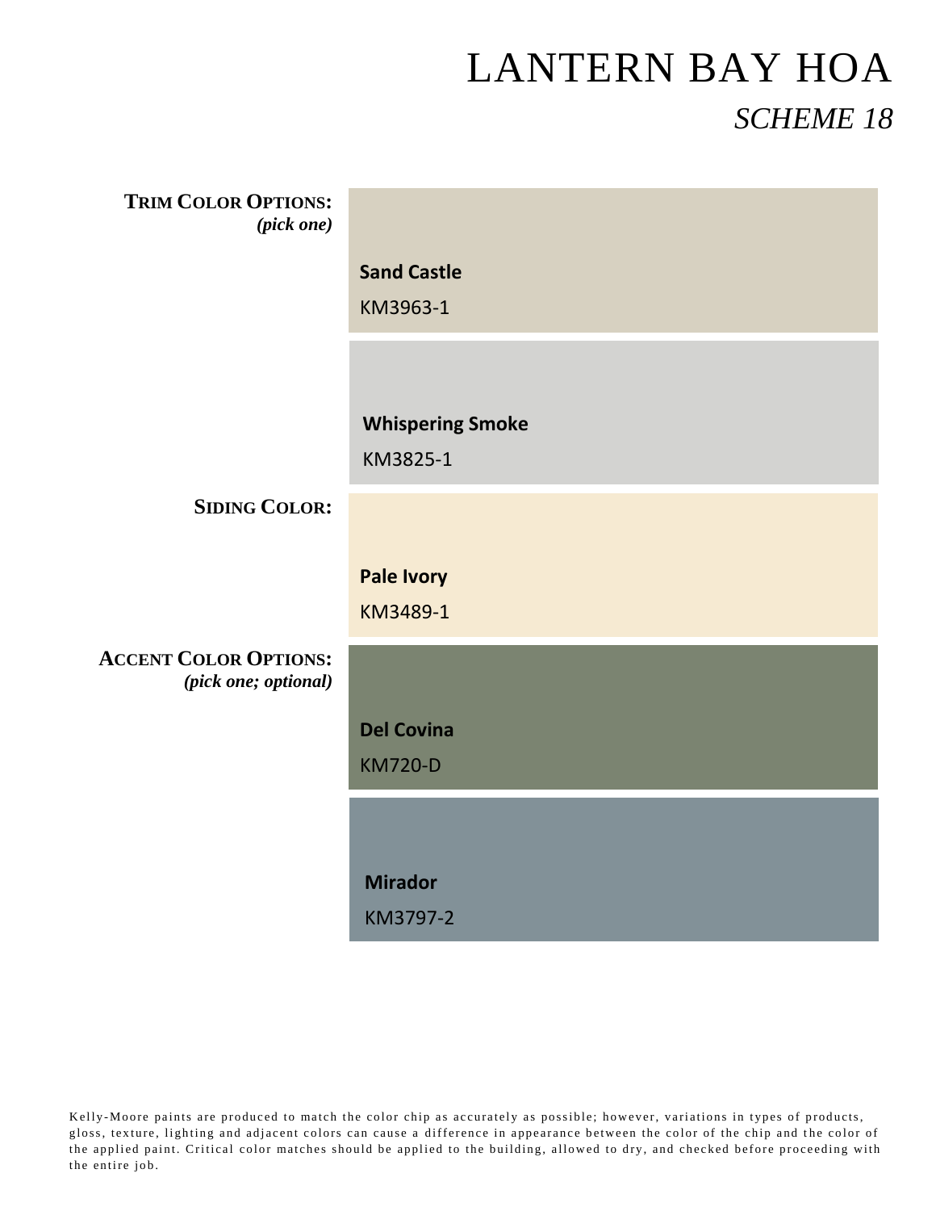# LANTERN BAY HOA

## *SCHEME 18*

**TRIM COLOR OPTIONS:**
*(pick one)*

**Sand Castle**
KM3963-1

**Whispering Smoke**
KM3825-1

**SIDING COLOR:**

**Pale Ivory**
KM3489-1

**ACCENT COLOR OPTIONS:**
*(pick one; optional)*

**Del Covina**
KM720-D

**Mirador**
KM3797-2

Kelly-Moore paints are produced to match the color chip as accurately as possible; however, variations in types of products, gloss, texture, lighting and adjacent colors can cause a difference in appearance between the color of the chip and the color of the applied paint. Critical color matches should be applied to the building, allowed to dry, and checked before proceeding with the entire job.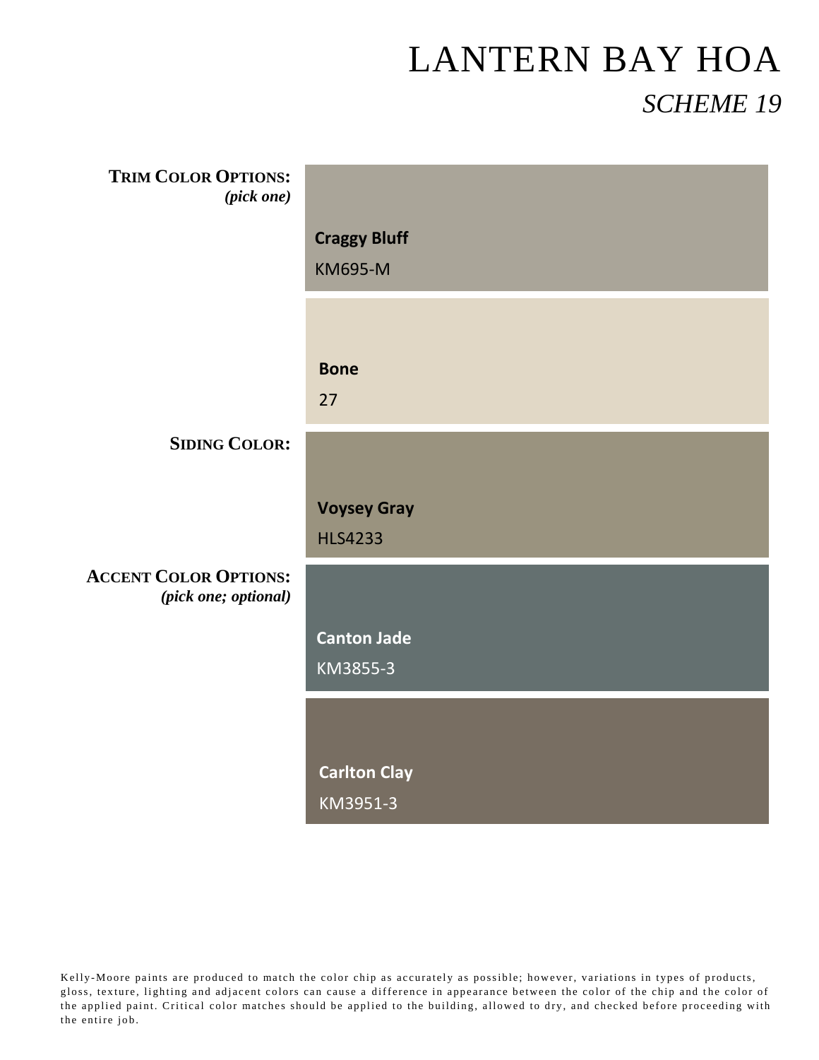# LANTERN BAY HOA

## *SCHEME 19*

**TRIM COLOR OPTIONS:**
***(pick one)***

**Craggy Bluff**
KM695-M

**Bone**
27

**SIDING COLOR:**

**Voysey Gray**
HLS4233

**ACCENT COLOR OPTIONS:**
***(pick one; optional)***

**Canton Jade**
KM3855-3

**Carlton Clay**
KM3951-3

Kelly-Moore paints are produced to match the color chip as accurately as possible; however, variations in types of products, gloss, texture, lighting and adjacent colors can cause a difference in appearance between the color of the chip and the color of the applied paint. Critical color matches should be applied to the building, allowed to dry, and checked before proceeding with the entire job.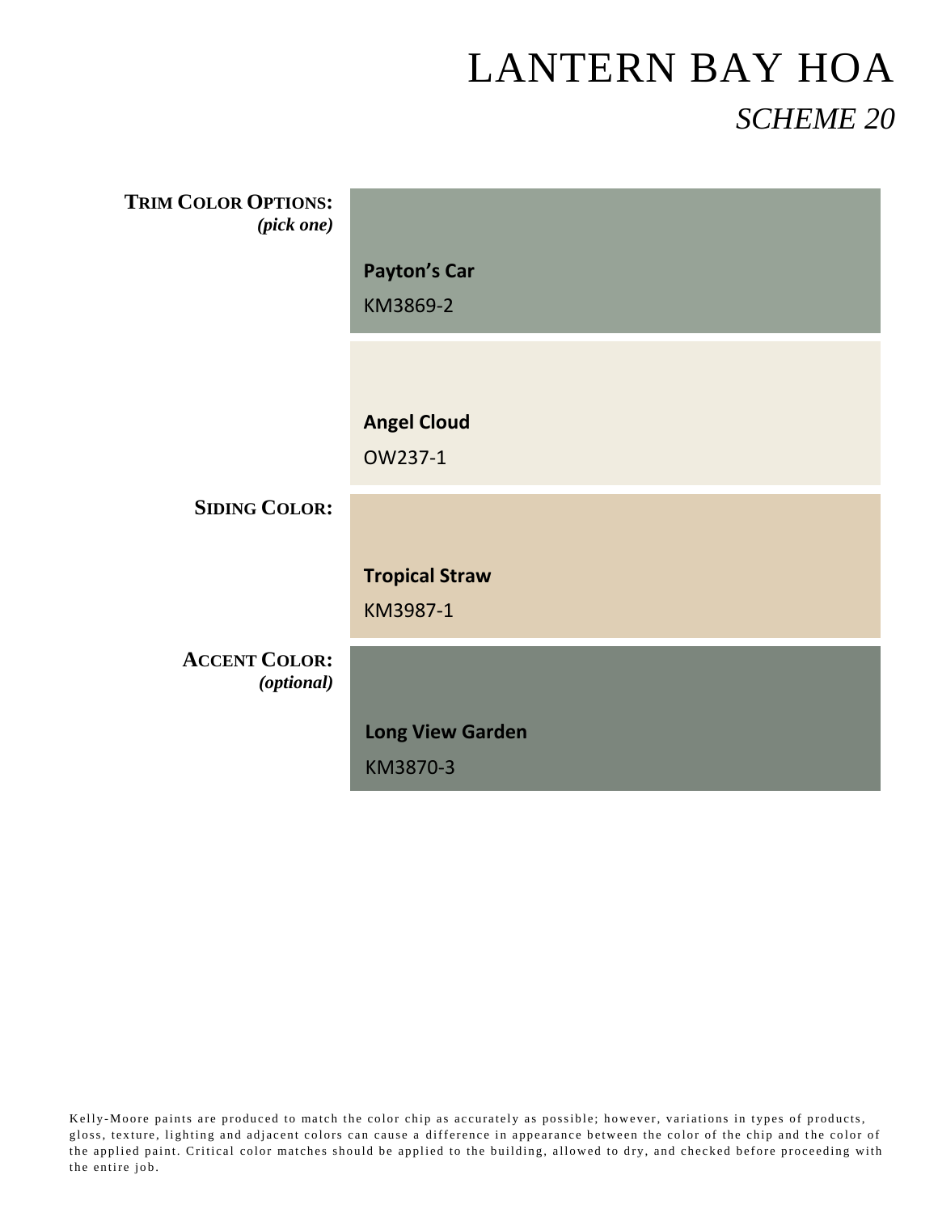# LANTERN BAY HOA

## *SCHEME 20*

**TRIM COLOR OPTIONS:**
***(pick one)***

**Payton's Car**
KM3869-2

**Angel Cloud**
OW237-1

**SIDING COLOR:**

**Tropical Straw**
KM3987-1

**ACCENT COLOR:**
***(optional)***

**Long View Garden**
KM3870-3

Kelly-Moore paints are produced to match the color chip as accurately as possible; however, variations in types of products, gloss, texture, lighting and adjacent colors can cause a difference in appearance between the color of the chip and the color of the applied paint. Critical color matches should be applied to the building, allowed to dry, and checked before proceeding with the entire job.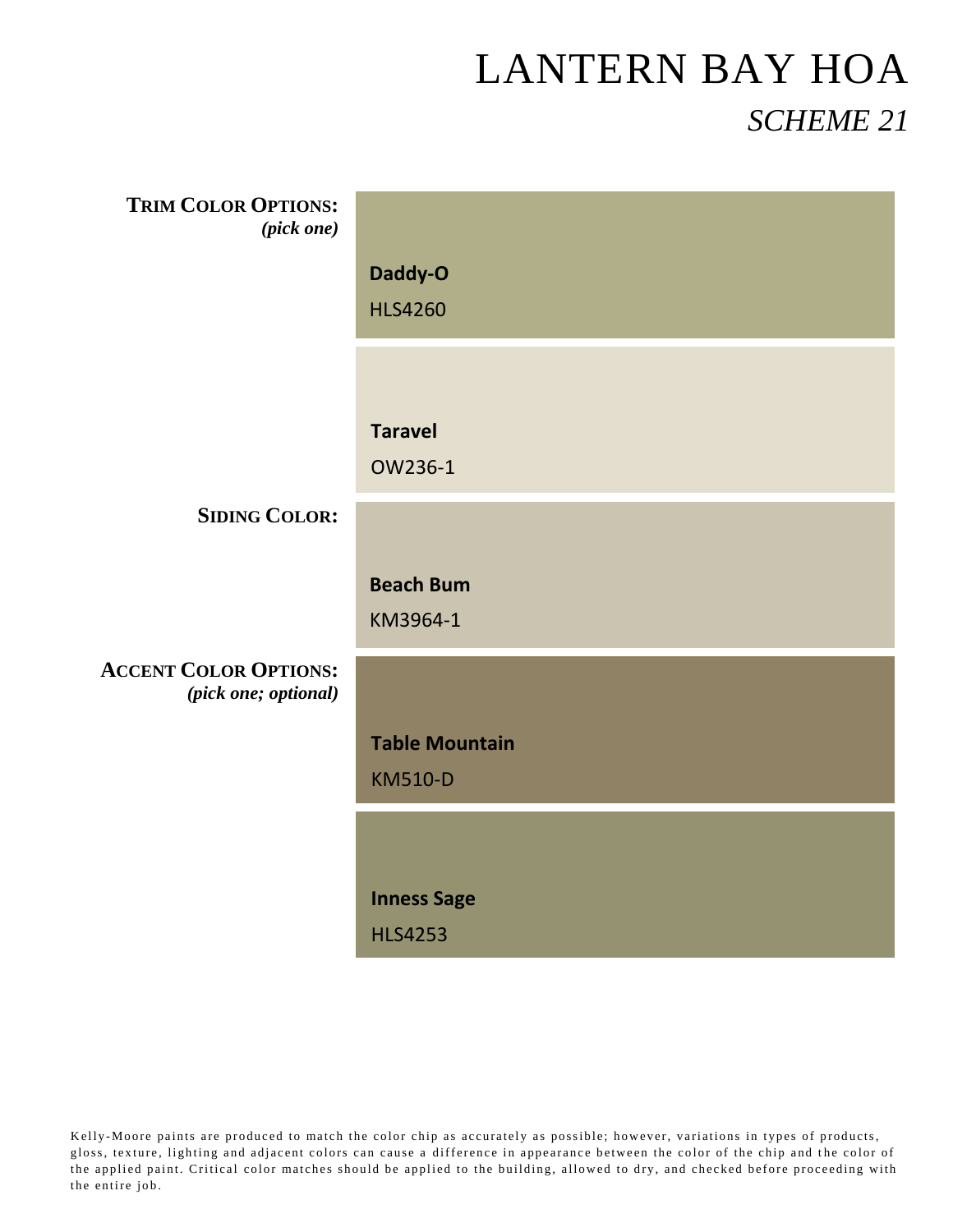# LANTERN BAY HOA

## *SCHEME 21*

**TRIM COLOR OPTIONS:**
***(pick one)***

**Daddy-O**
HLS4260

**Taravel**
OW236-1

**SIDING COLOR:**

**Beach Bum**
KM3964-1

**ACCENT COLOR OPTIONS:**
***(pick one; optional)***

**Table Mountain**
KM510-D

**Inness Sage**
HLS4253

Kelly-Moore paints are produced to match the color chip as accurately as possible; however, variations in types of products, gloss, texture, lighting and adjacent colors can cause a difference in appearance between the color of the chip and the color of the applied paint. Critical color matches should be applied to the building, allowed to dry, and checked before proceeding with the entire job.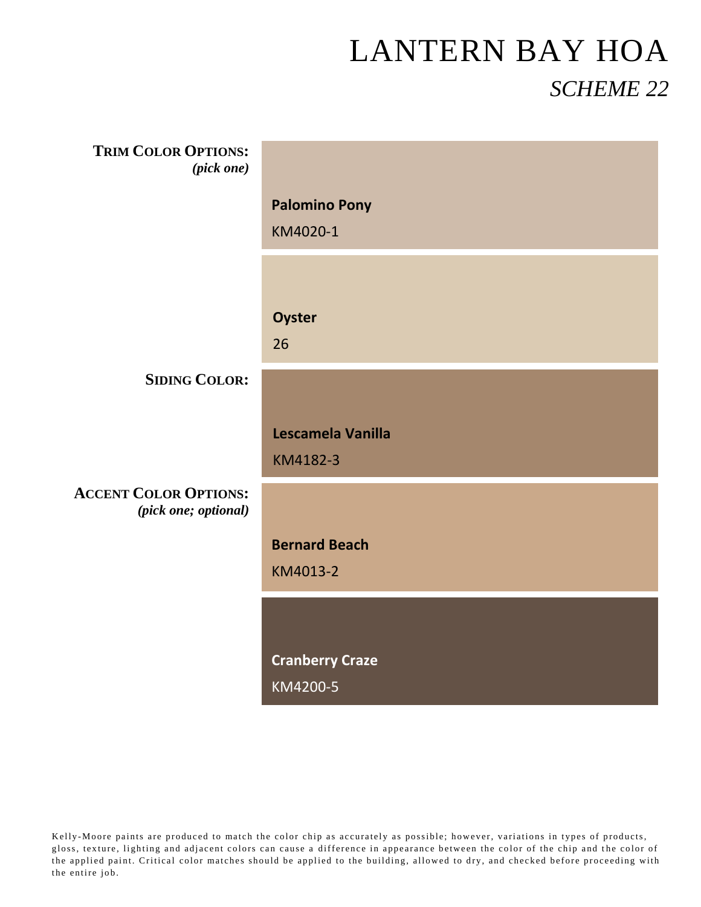# LANTERN BAY HOA

## *SCHEME 22*

**TRIM COLOR OPTIONS:**
*(pick one)*

**Palomino Pony**
KM4020-1

**Oyster**
26

**SIDING COLOR:**

**Lescamela Vanilla**
KM4182-3

**ACCENT COLOR OPTIONS:**
*(pick one; optional)*

**Bernard Beach**
KM4013-2

**Cranberry Craze**
KM4200-5

Kelly-Moore paints are produced to match the color chip as accurately as possible; however, variations in types of products, gloss, texture, lighting and adjacent colors can cause a difference in appearance between the color of the chip and the color of the applied paint. Critical color matches should be applied to the building, allowed to dry, and checked before proceeding with the entire job.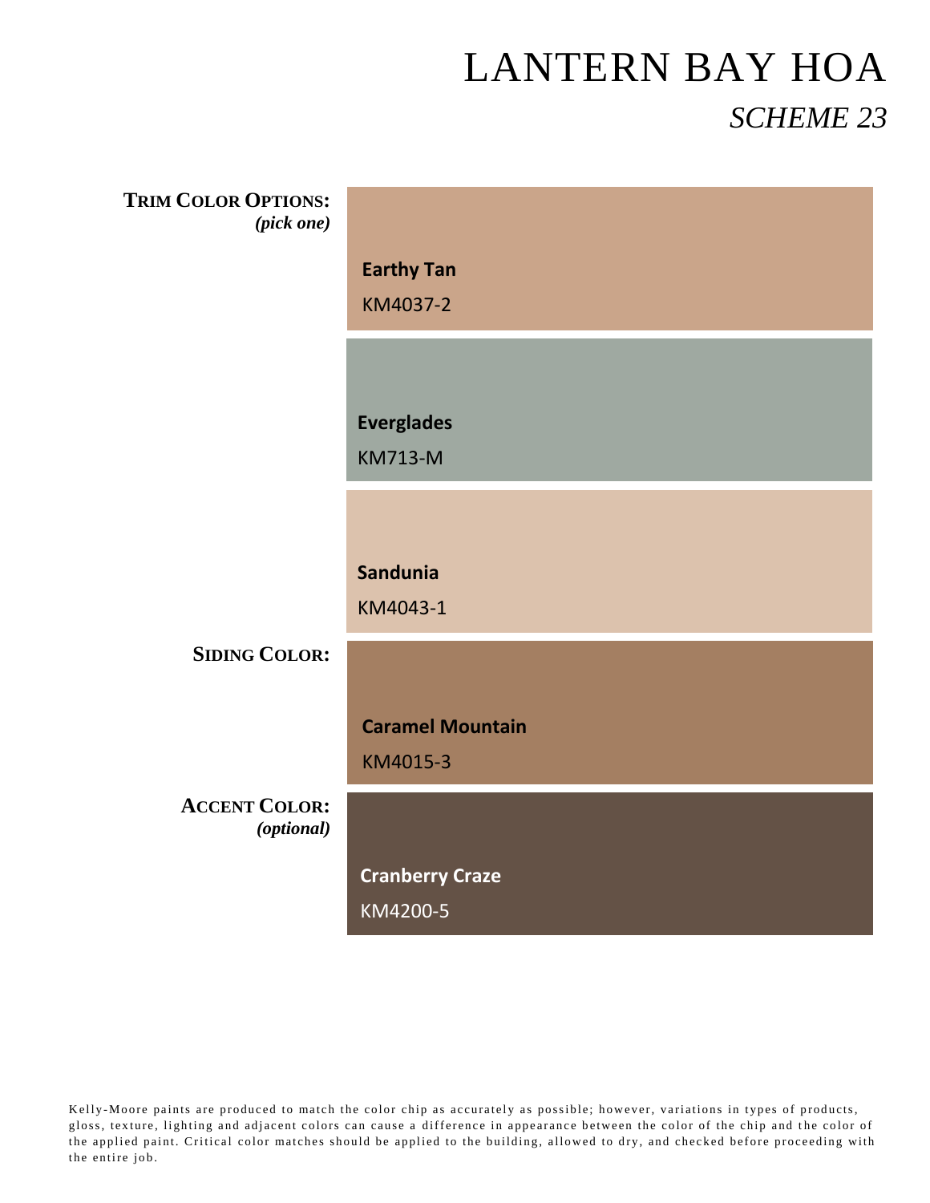# LANTERN BAY HOA

## *SCHEME 23*

**TRIM COLOR OPTIONS:**
***(pick one)***

**Earthy Tan**
KM4037-2

**Everglades**
KM713-M

**Sandunia**
KM4043-1

**SIDING COLOR:**

**Caramel Mountain**
KM4015-3

**ACCENT COLOR:**
***(optional)***

**Cranberry Craze**
KM4200-5

Kelly-Moore paints are produced to match the color chip as accurately as possible; however, variations in types of products, gloss, texture, lighting and adjacent colors can cause a difference in appearance between the color of the chip and the color of the applied paint. Critical color matches should be applied to the building, allowed to dry, and checked before proceeding with the entire job.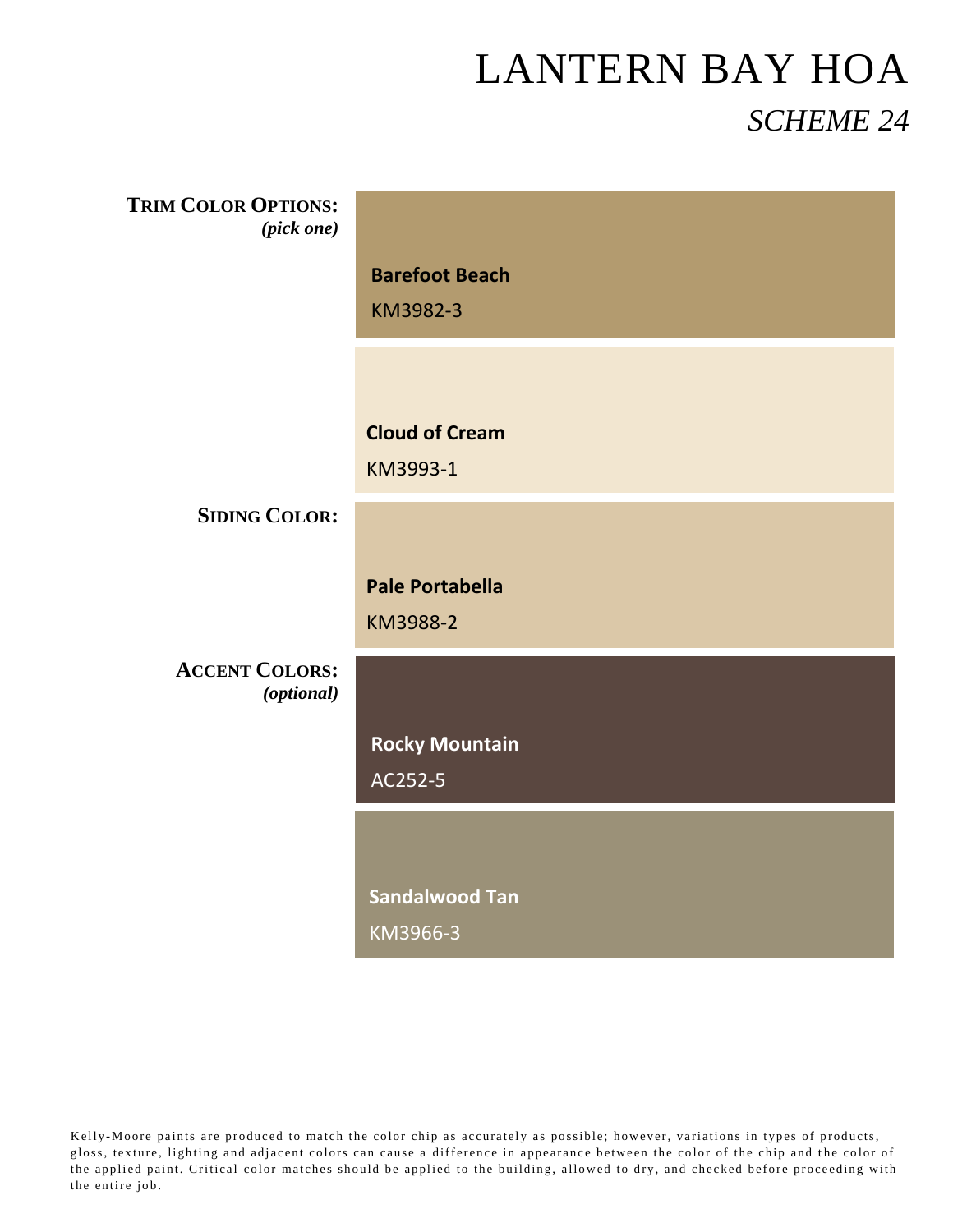# LANTERN BAY HOA

## *SCHEME 24*

**TRIM COLOR OPTIONS:**
***(pick one)***

**Barefoot Beach**
KM3982-3

**Cloud of Cream**
KM3993-1

**SIDING COLOR:**

**Pale Portabella**
KM3988-2

**ACCENT COLORS:**
***(optional)***

**Rocky Mountain**
AC252-5

**Sandalwood Tan**
KM3966-3

Kelly-Moore paints are produced to match the color chip as accurately as possible; however, variations in types of products, gloss, texture, lighting and adjacent colors can cause a difference in appearance between the color of the chip and the color of the applied paint. Critical color matches should be applied to the building, allowed to dry, and checked before proceeding with the entire job.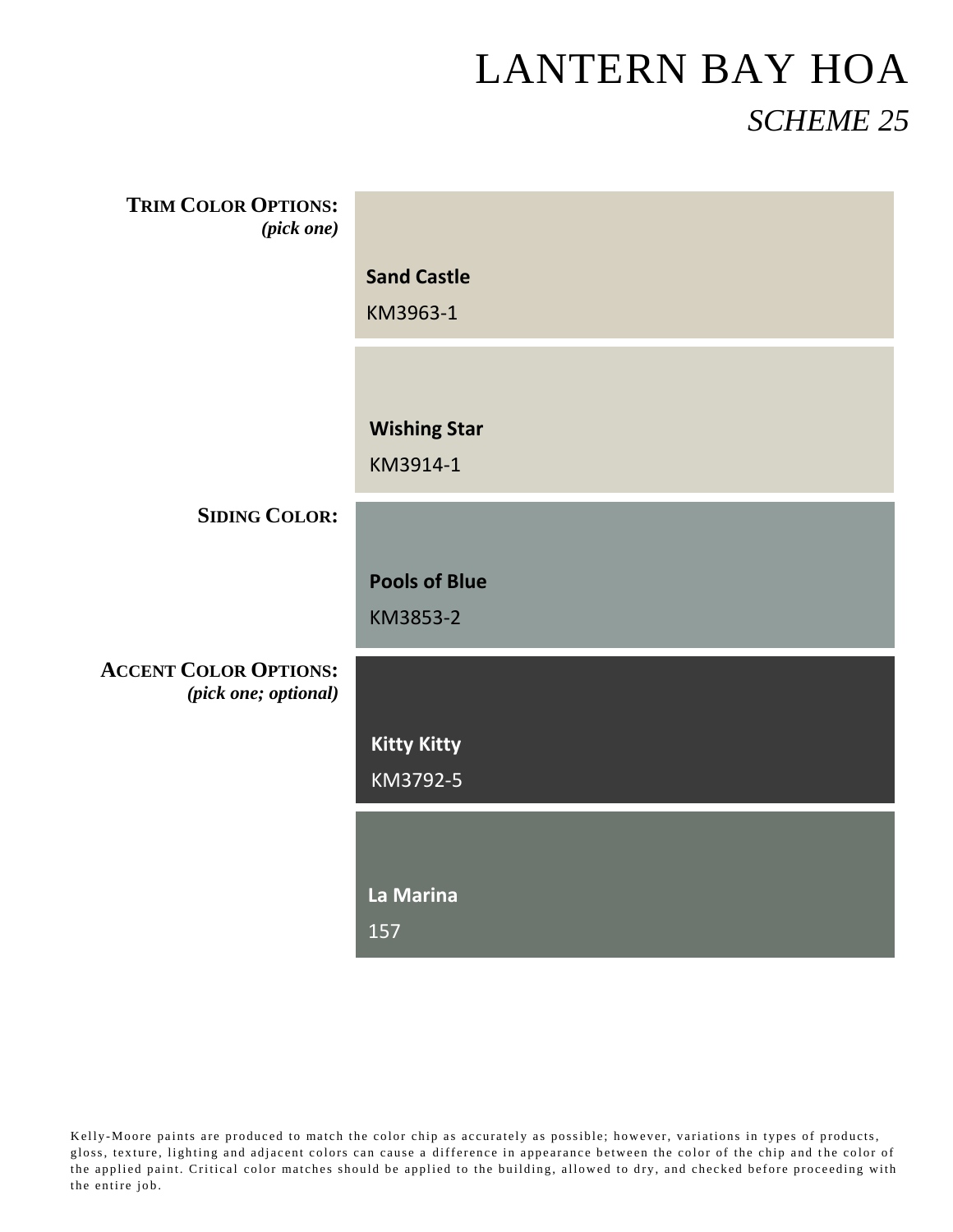# LANTERN BAY HOA

## *SCHEME 25*

**TRIM COLOR OPTIONS:**
*(pick one)*

**Sand Castle**
KM3963-1

**Wishing Star**
KM3914-1

**SIDING COLOR:**

**Pools of Blue**
KM3853-2

**ACCENT COLOR OPTIONS:**
*(pick one; optional)*

**Kitty Kitty**
KM3792-5

**La Marina**
157

Kelly-Moore paints are produced to match the color chip as accurately as possible; however, variations in types of products, gloss, texture, lighting and adjacent colors can cause a difference in appearance between the color of the chip and the color of the applied paint. Critical color matches should be applied to the building, allowed to dry, and checked before proceeding with the entire job.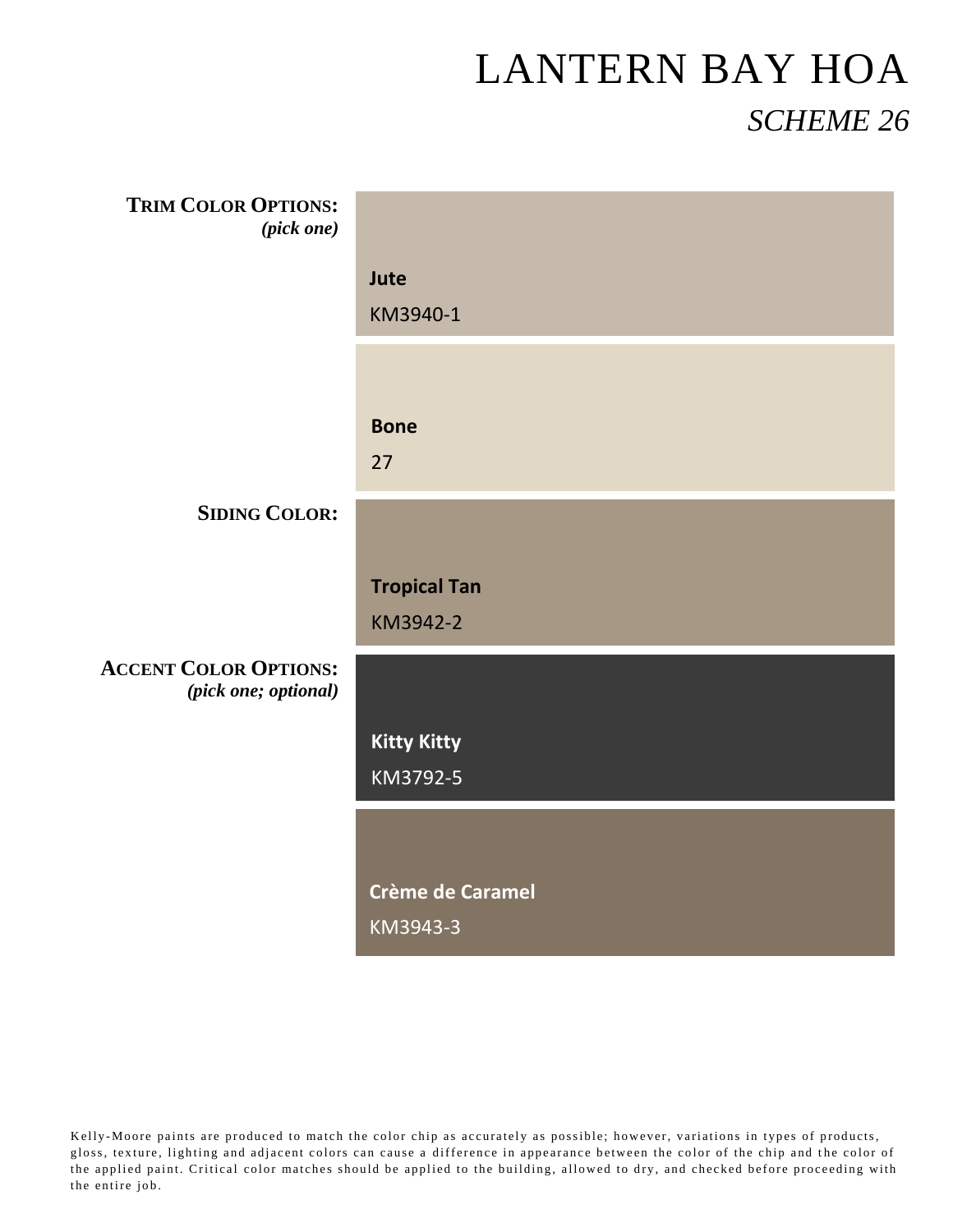# LANTERN BAY HOA

## *SCHEME 26*

**TRIM COLOR OPTIONS:**
***(pick one)***

**Jute**
KM3940-1

**Bone**
27

**SIDING COLOR:**

**Tropical Tan**
KM3942-2

**ACCENT COLOR OPTIONS:**
***(pick one; optional)***

**Kitty Kitty**
KM3792-5

**Crème de Caramel**
KM3943-3

Kelly-Moore paints are produced to match the color chip as accurately as possible; however, variations in types of products, gloss, texture, lighting and adjacent colors can cause a difference in appearance between the color of the chip and the color of the applied paint. Critical color matches should be applied to the building, allowed to dry, and checked before proceeding with the entire job.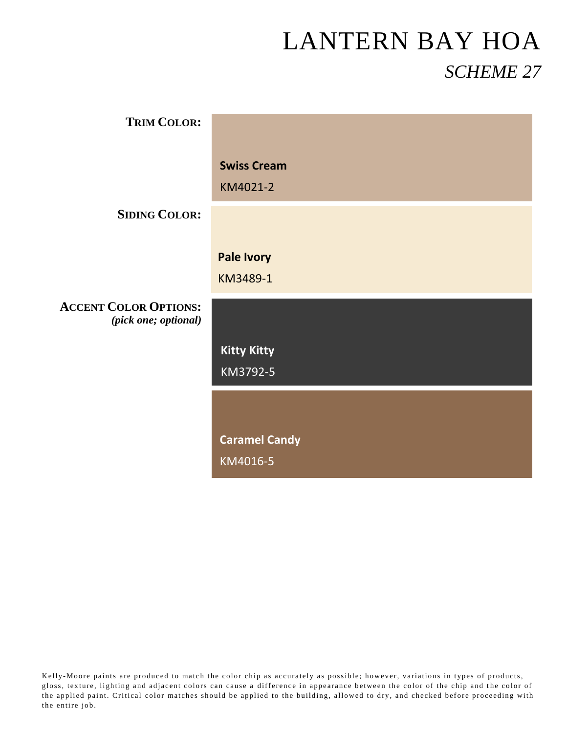# LANTERN BAY HOA

## *SCHEME 27*

**TRIM COLOR:**

**Swiss Cream**
KM4021-2

**SIDING COLOR:**

**Pale Ivory**
KM3489-1

**ACCENT COLOR OPTIONS:**
***(pick one; optional)***

**Kitty Kitty**
KM3792-5

**Caramel Candy**
KM4016-5

Kelly-Moore paints are produced to match the color chip as accurately as possible; however, variations in types of products, gloss, texture, lighting and adjacent colors can cause a difference in appearance between the color of the chip and the color of the applied paint. Critical color matches should be applied to the building, allowed to dry, and checked before proceeding with the entire job.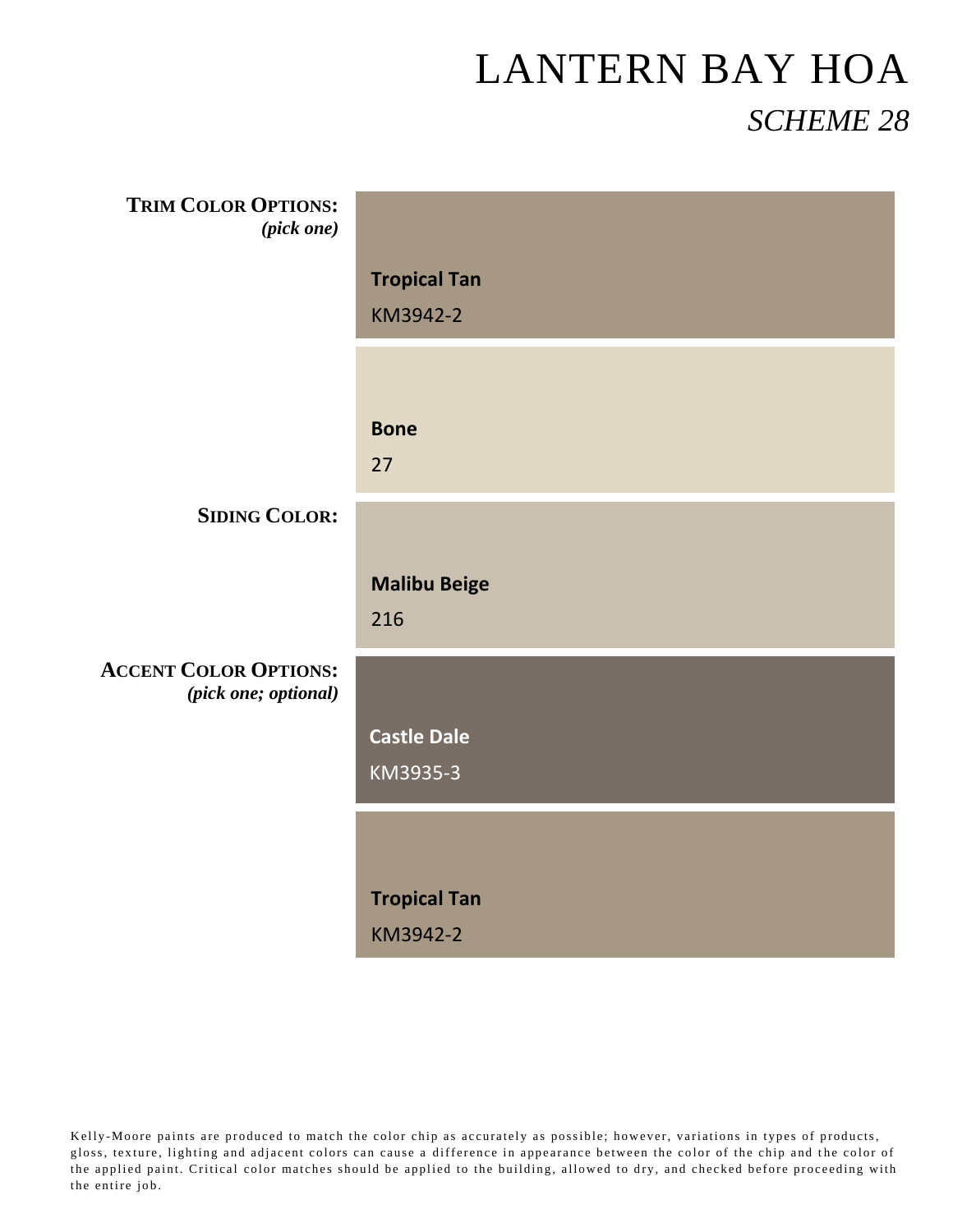# LANTERN BAY HOA

## *SCHEME 28*

**TRIM COLOR OPTIONS:**
***(pick one)***

**Tropical Tan**
KM3942-2

**Bone**
27

**SIDING COLOR:**

**Malibu Beige**
216

**ACCENT COLOR OPTIONS:**
***(pick one; optional)***

**Castle Dale**
KM3935-3

**Tropical Tan**
KM3942-2

Kelly-Moore paints are produced to match the color chip as accurately as possible; however, variations in types of products, gloss, texture, lighting and adjacent colors can cause a difference in appearance between the color of the chip and the color of the applied paint. Critical color matches should be applied to the building, allowed to dry, and checked before proceeding with the entire job.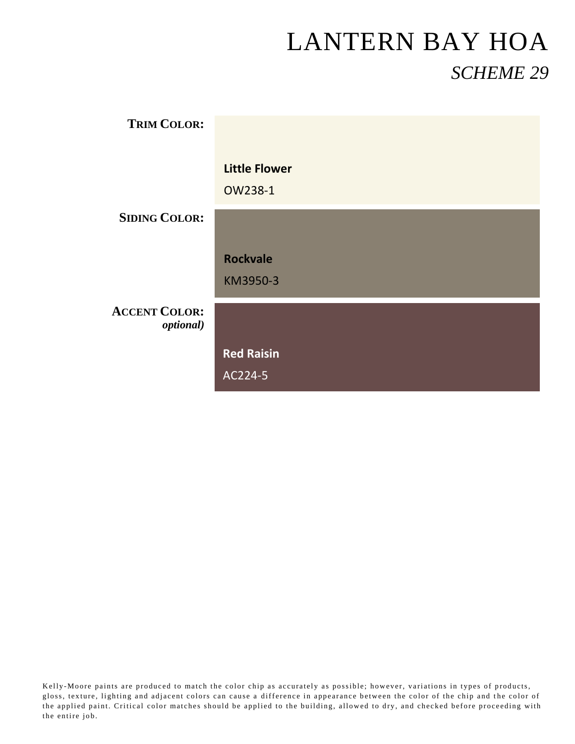# LANTERN BAY HOA

## *SCHEME 29*

**TRIM COLOR:**

**Little Flower**

OW238-1

**SIDING COLOR:**

**Rockvale**

KM3950-3

**ACCENT COLOR:**
***optional)***

**Red Raisin**

AC224-5

Kelly-Moore paints are produced to match the color chip as accurately as possible; however, variations in types of products, gloss, texture, lighting and adjacent colors can cause a difference in appearance between the color of the chip and the color of the applied paint. Critical color matches should be applied to the building, allowed to dry, and checked before proceeding with the entire job.